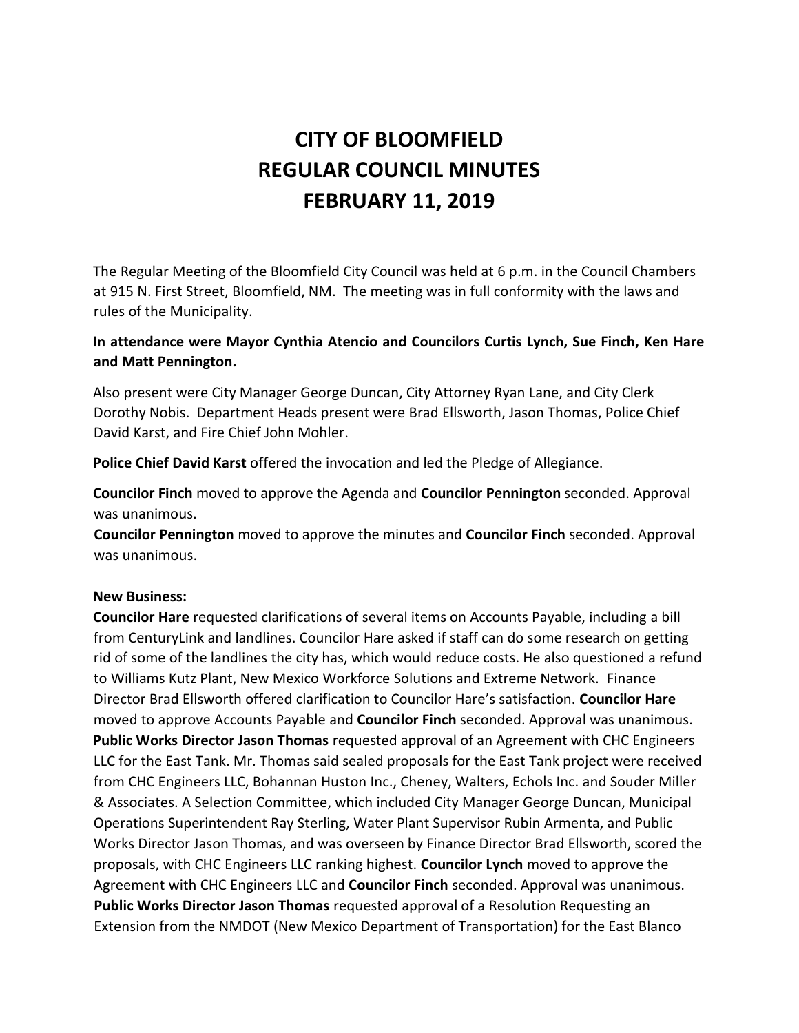# CITY OF BLOOMFIELD
# REGULAR COUNCIL MINUTES
# FEBRUARY 11, 2019

The Regular Meeting of the Bloomfield City Council was held at 6 p.m. in the Council Chambers at 915 N. First Street, Bloomfield, NM. The meeting was in full conformity with the laws and rules of the Municipality.

**In attendance were Mayor Cynthia Atencio and Councilors Curtis Lynch, Sue Finch, Ken Hare and Matt Pennington.**

Also present were City Manager George Duncan, City Attorney Ryan Lane, and City Clerk Dorothy Nobis. Department Heads present were Brad Ellsworth, Jason Thomas, Police Chief David Karst, and Fire Chief John Mohler.

**Police Chief David Karst** offered the invocation and led the Pledge of Allegiance.

**Councilor Finch** moved to approve the Agenda and **Councilor Pennington** seconded. Approval was unanimous.
**Councilor Pennington** moved to approve the minutes and **Councilor Finch** seconded. Approval was unanimous.

**New Business:**
**Councilor Hare** requested clarifications of several items on Accounts Payable, including a bill from CenturyLink and landlines. Councilor Hare asked if staff can do some research on getting rid of some of the landlines the city has, which would reduce costs. He also questioned a refund to Williams Kutz Plant, New Mexico Workforce Solutions and Extreme Network. Finance Director Brad Ellsworth offered clarification to Councilor Hare's satisfaction. **Councilor Hare** moved to approve Accounts Payable and **Councilor Finch** seconded. Approval was unanimous.
**Public Works Director Jason Thomas** requested approval of an Agreement with CHC Engineers LLC for the East Tank. Mr. Thomas said sealed proposals for the East Tank project were received from CHC Engineers LLC, Bohannan Huston Inc., Cheney, Walters, Echols Inc. and Souder Miller & Associates. A Selection Committee, which included City Manager George Duncan, Municipal Operations Superintendent Ray Sterling, Water Plant Supervisor Rubin Armenta, and Public Works Director Jason Thomas, and was overseen by Finance Director Brad Ellsworth, scored the proposals, with CHC Engineers LLC ranking highest. **Councilor Lynch** moved to approve the Agreement with CHC Engineers LLC and **Councilor Finch** seconded. Approval was unanimous.
**Public Works Director Jason Thomas** requested approval of a Resolution Requesting an Extension from the NMDOT (New Mexico Department of Transportation) for the East Blanco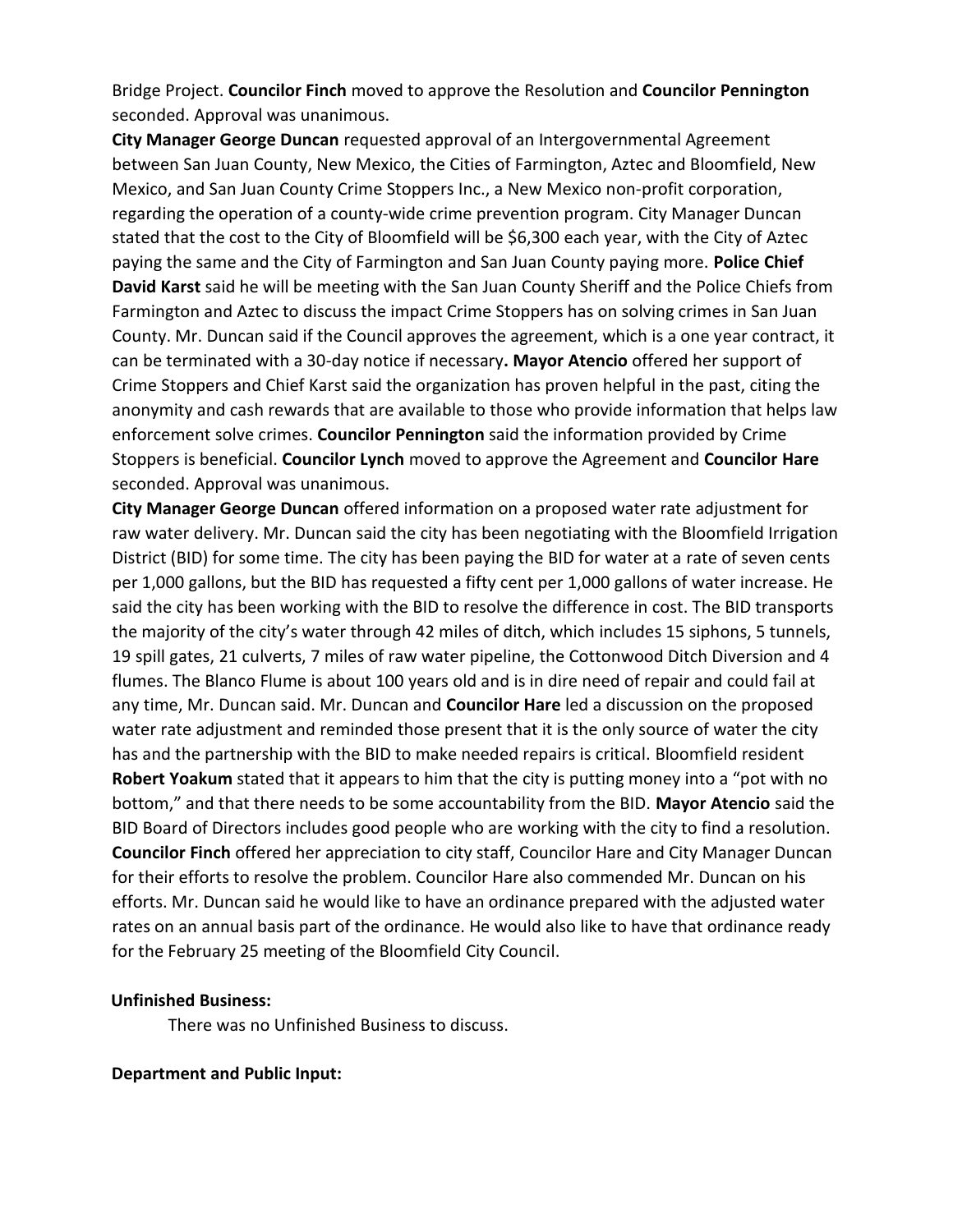Bridge Project. **Councilor Finch** moved to approve the Resolution and **Councilor Pennington** seconded. Approval was unanimous.

**City Manager George Duncan** requested approval of an Intergovernmental Agreement between San Juan County, New Mexico, the Cities of Farmington, Aztec and Bloomfield, New Mexico, and San Juan County Crime Stoppers Inc., a New Mexico non-profit corporation, regarding the operation of a county-wide crime prevention program. City Manager Duncan stated that the cost to the City of Bloomfield will be $6,300 each year, with the City of Aztec paying the same and the City of Farmington and San Juan County paying more. **Police Chief David Karst** said he will be meeting with the San Juan County Sheriff and the Police Chiefs from Farmington and Aztec to discuss the impact Crime Stoppers has on solving crimes in San Juan County. Mr. Duncan said if the Council approves the agreement, which is a one year contract, it can be terminated with a 30-day notice if necessary**. Mayor Atencio** offered her support of Crime Stoppers and Chief Karst said the organization has proven helpful in the past, citing the anonymity and cash rewards that are available to those who provide information that helps law enforcement solve crimes. **Councilor Pennington** said the information provided by Crime Stoppers is beneficial. **Councilor Lynch** moved to approve the Agreement and **Councilor Hare** seconded. Approval was unanimous.

**City Manager George Duncan** offered information on a proposed water rate adjustment for raw water delivery. Mr. Duncan said the city has been negotiating with the Bloomfield Irrigation District (BID) for some time. The city has been paying the BID for water at a rate of seven cents per 1,000 gallons, but the BID has requested a fifty cent per 1,000 gallons of water increase. He said the city has been working with the BID to resolve the difference in cost. The BID transports the majority of the city's water through 42 miles of ditch, which includes 15 siphons, 5 tunnels, 19 spill gates, 21 culverts, 7 miles of raw water pipeline, the Cottonwood Ditch Diversion and 4 flumes. The Blanco Flume is about 100 years old and is in dire need of repair and could fail at any time, Mr. Duncan said. Mr. Duncan and **Councilor Hare** led a discussion on the proposed water rate adjustment and reminded those present that it is the only source of water the city has and the partnership with the BID to make needed repairs is critical. Bloomfield resident **Robert Yoakum** stated that it appears to him that the city is putting money into a "pot with no bottom," and that there needs to be some accountability from the BID. **Mayor Atencio** said the BID Board of Directors includes good people who are working with the city to find a resolution. **Councilor Finch** offered her appreciation to city staff, Councilor Hare and City Manager Duncan for their efforts to resolve the problem. Councilor Hare also commended Mr. Duncan on his efforts. Mr. Duncan said he would like to have an ordinance prepared with the adjusted water rates on an annual basis part of the ordinance. He would also like to have that ordinance ready for the February 25 meeting of the Bloomfield City Council.

**Unfinished Business:**

There was no Unfinished Business to discuss.

**Department and Public Input:**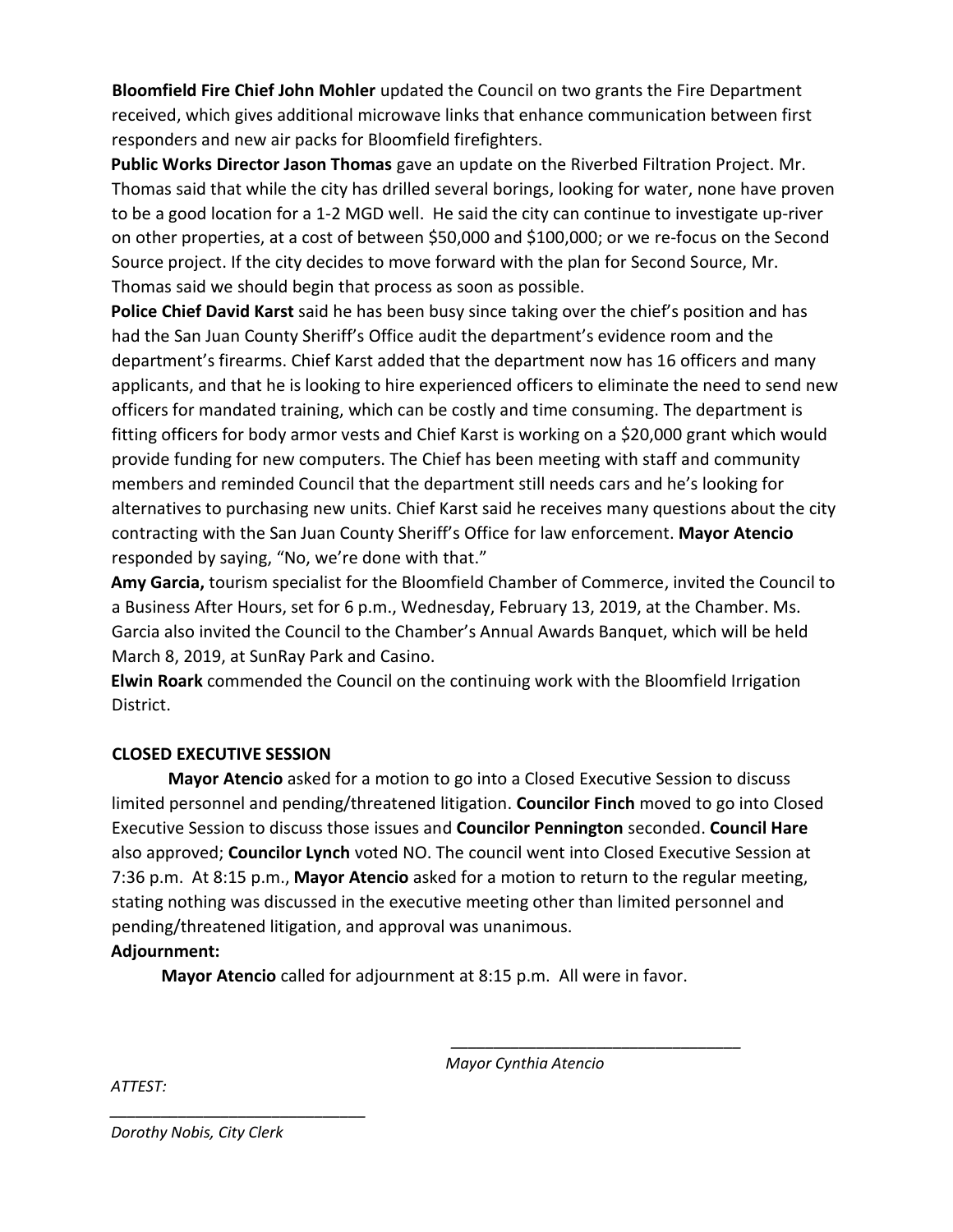**Bloomfield Fire Chief John Mohler** updated the Council on two grants the Fire Department received, which gives additional microwave links that enhance communication between first responders and new air packs for Bloomfield firefighters.

**Public Works Director Jason Thomas** gave an update on the Riverbed Filtration Project. Mr. Thomas said that while the city has drilled several borings, looking for water, none have proven to be a good location for a 1-2 MGD well. He said the city can continue to investigate up-river on other properties, at a cost of between $50,000 and $100,000; or we re-focus on the Second Source project. If the city decides to move forward with the plan for Second Source, Mr. Thomas said we should begin that process as soon as possible.

**Police Chief David Karst** said he has been busy since taking over the chief's position and has had the San Juan County Sheriff's Office audit the department's evidence room and the department's firearms. Chief Karst added that the department now has 16 officers and many applicants, and that he is looking to hire experienced officers to eliminate the need to send new officers for mandated training, which can be costly and time consuming. The department is fitting officers for body armor vests and Chief Karst is working on a $20,000 grant which would provide funding for new computers. The Chief has been meeting with staff and community members and reminded Council that the department still needs cars and he's looking for alternatives to purchasing new units. Chief Karst said he receives many questions about the city contracting with the San Juan County Sheriff's Office for law enforcement. **Mayor Atencio** responded by saying, "No, we're done with that."

**Amy Garcia,** tourism specialist for the Bloomfield Chamber of Commerce, invited the Council to a Business After Hours, set for 6 p.m., Wednesday, February 13, 2019, at the Chamber. Ms. Garcia also invited the Council to the Chamber's Annual Awards Banquet, which will be held March 8, 2019, at SunRay Park and Casino.

**Elwin Roark** commended the Council on the continuing work with the Bloomfield Irrigation District.

**CLOSED EXECUTIVE SESSION**

**Mayor Atencio** asked for a motion to go into a Closed Executive Session to discuss limited personnel and pending/threatened litigation. **Councilor Finch** moved to go into Closed Executive Session to discuss those issues and **Councilor Pennington** seconded. **Council Hare** also approved; **Councilor Lynch** voted NO. The council went into Closed Executive Session at 7:36 p.m. At 8:15 p.m., **Mayor Atencio** asked for a motion to return to the regular meeting, stating nothing was discussed in the executive meeting other than limited personnel and pending/threatened litigation, and approval was unanimous.

**Adjournment:**

**Mayor Atencio** called for adjournment at 8:15 p.m. All were in favor.

\_\_\_\_\_\_\_\_\_\_\_\_\_\_\_\_\_\_\_\_\_\_\_\_\_\_\_\_\_\_\_\_\_

*Mayor Cynthia Atencio*

*ATTEST:*

\_\_\_\_\_\_\_\_\_\_\_\_\_\_\_\_\_\_\_\_\_\_\_\_\_\_\_\_\_\_

*Dorothy Nobis, City Clerk*